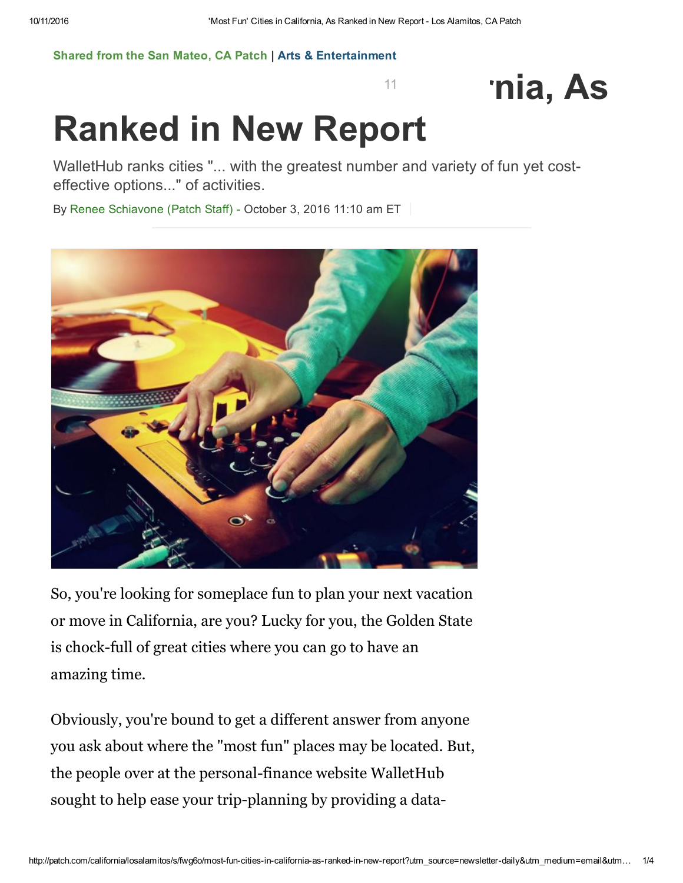**Shared from the San Mateo, CA Patch** | **Arts & Entertainment**

11 'nia, As

# Ranked in New Report

WalletHub ranks cities "... with the greatest number and variety of fun yet cost-effective options..." of activities.

By Renee Schiavone (Patch Staff) - October 3, 2016 11:10 am ET

So, you're looking for someplace fun to plan your next vacation or move in California, are you? Lucky for you, the Golden State is chock-full of great cities where you can go to have an amazing time.

Obviously, you're bound to get a different answer from anyone you ask about where the "most fun" places may be located. But, the people over at the personal-finance website WalletHub sought to help ease your trip-planning by providing a data-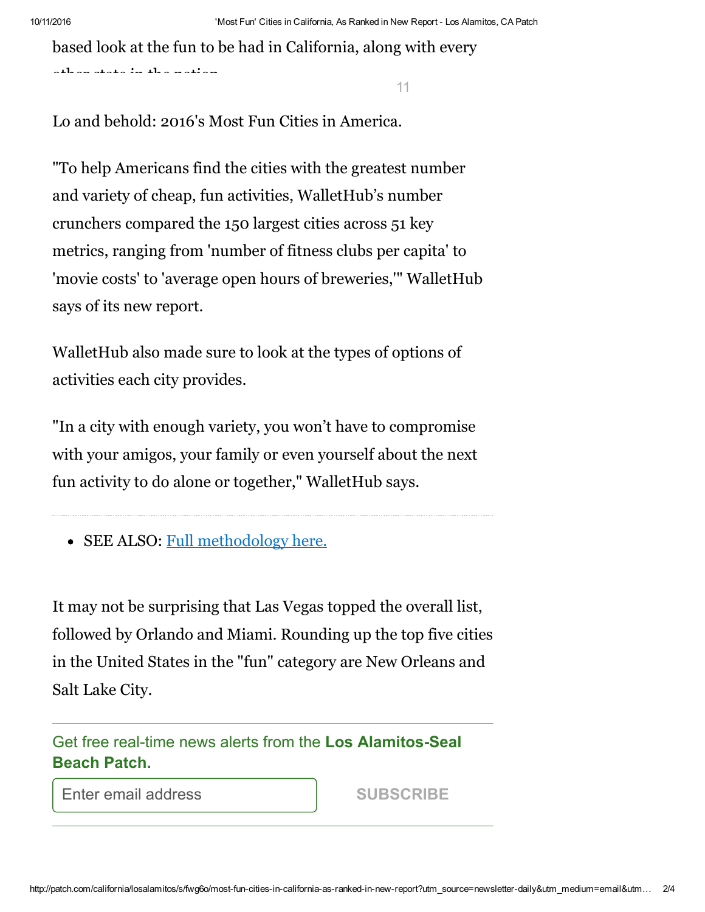based look at the fun to be had in California, along with every other state in the nation.

Lo and behold: 2016's Most Fun Cities in America.

"To help Americans find the cities with the greatest number and variety of cheap, fun activities, WalletHub's number crunchers compared the 150 largest cities across 51 key metrics, ranging from 'number of fitness clubs per capita' to 'movie costs' to 'average open hours of breweries,'" WalletHub says of its new report.

WalletHub also made sure to look at the types of options of activities each city provides.

"In a city with enough variety, you won't have to compromise with your amigos, your family or even yourself about the next fun activity to do alone or together," WalletHub says.

- SEE ALSO: [Full methodology here.]

It may not be surprising that Las Vegas topped the overall list, followed by Orlando and Miami. Rounding up the top five cities in the United States in the "fun" category are New Orleans and Salt Lake City.

Get free real-time news alerts from the **Los Alamitos-Seal Beach Patch.**

Enter email address    SUBSCRIBE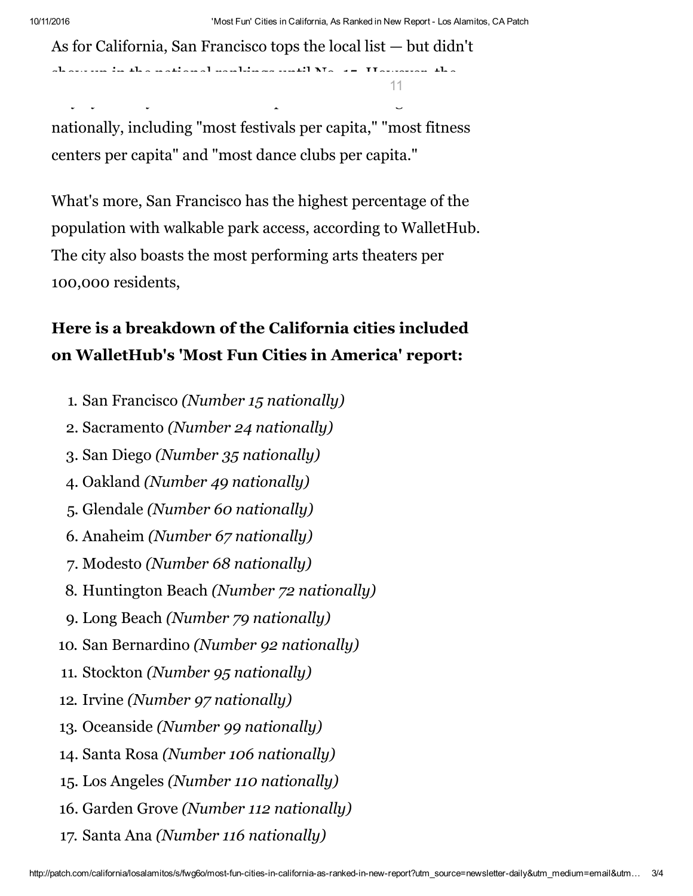As for California, San Francisco tops the local list — but didn't show up in the national rankings until No. 15. However, the

nationally, including "most festivals per capita," "most fitness centers per capita" and "most dance clubs per capita."

What's more, San Francisco has the highest percentage of the population with walkable park access, according to WalletHub. The city also boasts the most performing arts theaters per 100,000 residents,

### Here is a breakdown of the California cities included on WalletHub's 'Most Fun Cities in America' report:

1. San Francisco *(Number 15 nationally)*
2. Sacramento *(Number 24 nationally)*
3. San Diego *(Number 35 nationally)*
4. Oakland *(Number 49 nationally)*
5. Glendale *(Number 60 nationally)*
6. Anaheim *(Number 67 nationally)*
7. Modesto *(Number 68 nationally)*
8. Huntington Beach *(Number 72 nationally)*
9. Long Beach *(Number 79 nationally)*
10. San Bernardino *(Number 92 nationally)*
11. Stockton *(Number 95 nationally)*
12. Irvine *(Number 97 nationally)*
13. Oceanside *(Number 99 nationally)*
14. Santa Rosa *(Number 106 nationally)*
15. Los Angeles *(Number 110 nationally)*
16. Garden Grove *(Number 112 nationally)*
17. Santa Ana *(Number 116 nationally)*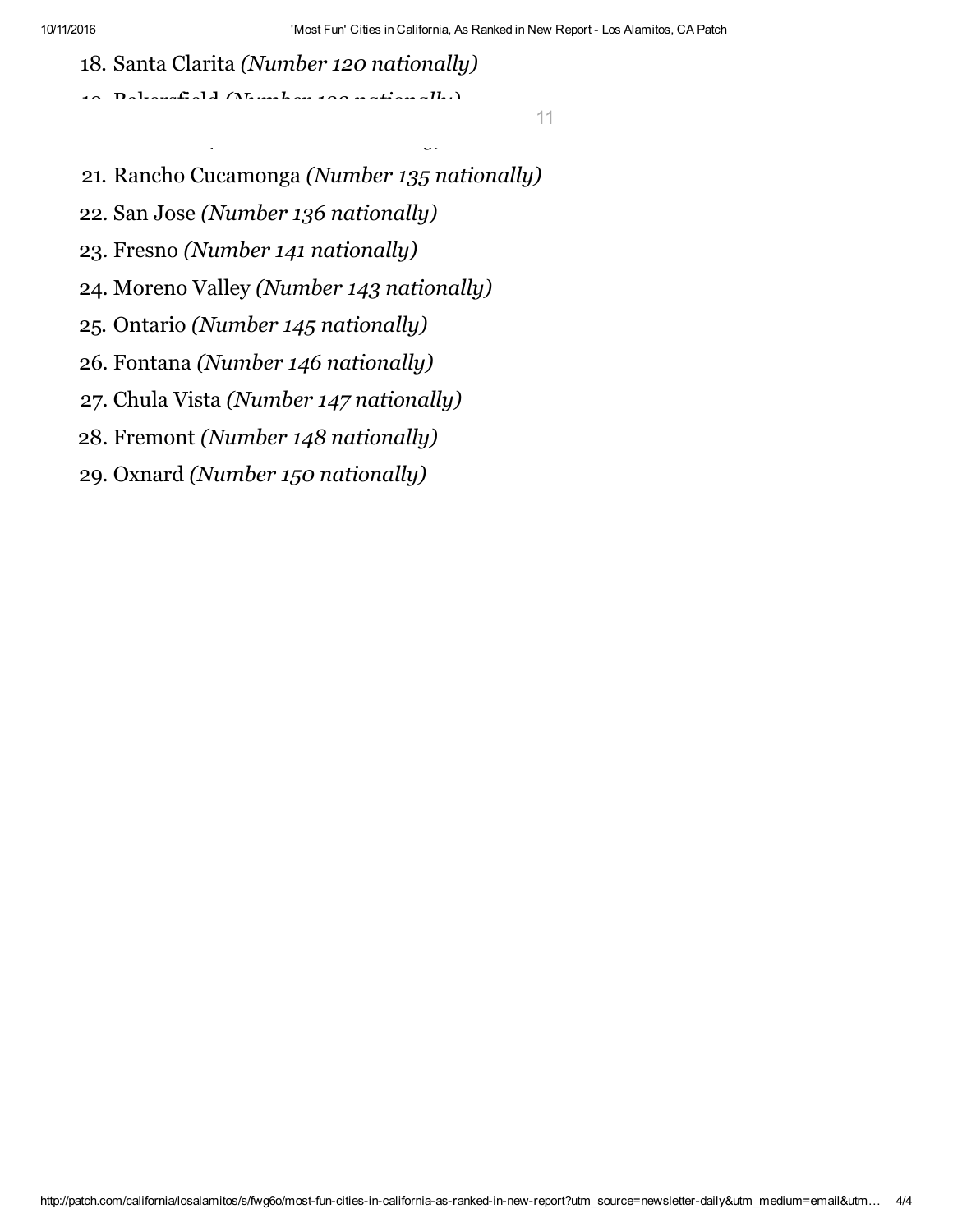18. Santa Clarita *(Number 120 nationally)*
19. Bakersfield *(Number 122 nationally)*
21. Rancho Cucamonga *(Number 135 nationally)*
22. San Jose *(Number 136 nationally)*
23. Fresno *(Number 141 nationally)*
24. Moreno Valley *(Number 143 nationally)*
25. Ontario *(Number 145 nationally)*
26. Fontana *(Number 146 nationally)*
27. Chula Vista *(Number 147 nationally)*
28. Fremont *(Number 148 nationally)*
29. Oxnard *(Number 150 nationally)*